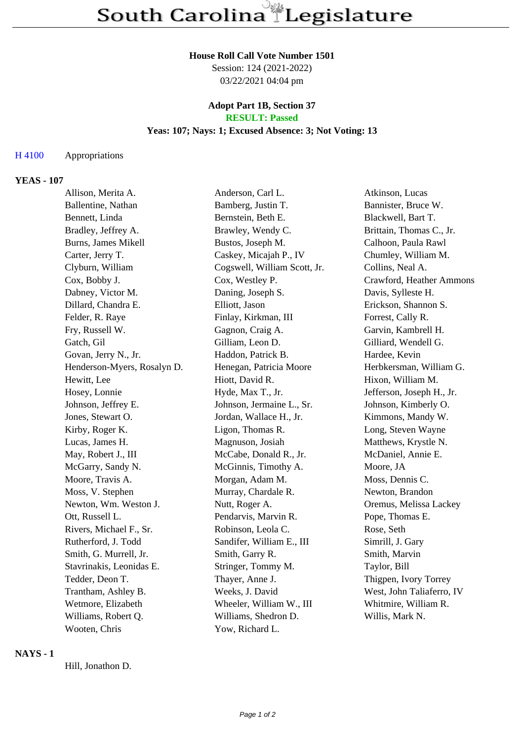# South Carolina Legislature

**House Roll Call Vote Number 1501**
Session: 124 (2021-2022)
03/22/2021 04:04 pm

**Adopt Part 1B, Section 37**
**RESULT: Passed**
**Yeas: 107; Nays: 1; Excused Absence: 3; Not Voting: 13**

H 4100 Appropriations

## YEAS - 107

| | | |
|---|---|---|
| Allison, Merita A. | Anderson, Carl L. | Atkinson, Lucas |
| Ballentine, Nathan | Bamberg, Justin T. | Bannister, Bruce W. |
| Bennett, Linda | Bernstein, Beth E. | Blackwell, Bart T. |
| Bradley, Jeffrey A. | Brawley, Wendy C. | Brittain, Thomas C., Jr. |
| Burns, James Mikell | Bustos, Joseph M. | Calhoon, Paula Rawl |
| Carter, Jerry T. | Caskey, Micajah P., IV | Chumley, William M. |
| Clyburn, William | Cogswell, William Scott, Jr. | Collins, Neal A. |
| Cox, Bobby J. | Cox, Westley P. | Crawford, Heather Ammons |
| Dabney, Victor M. | Daning, Joseph S. | Davis, Sylleste H. |
| Dillard, Chandra E. | Elliott, Jason | Erickson, Shannon S. |
| Felder, R. Raye | Finlay, Kirkman, III | Forrest, Cally R. |
| Fry, Russell W. | Gagnon, Craig A. | Garvin, Kambrell H. |
| Gatch, Gil | Gilliam, Leon D. | Gilliard, Wendell G. |
| Govan, Jerry N., Jr. | Haddon, Patrick B. | Hardee, Kevin |
| Henderson-Myers, Rosalyn D. | Henegan, Patricia Moore | Herbkersman, William G. |
| Hewitt, Lee | Hiott, David R. | Hixon, William M. |
| Hosey, Lonnie | Hyde, Max T., Jr. | Jefferson, Joseph H., Jr. |
| Johnson, Jeffrey E. | Johnson, Jermaine L., Sr. | Johnson, Kimberly O. |
| Jones, Stewart O. | Jordan, Wallace H., Jr. | Kimmons, Mandy W. |
| Kirby, Roger K. | Ligon, Thomas R. | Long, Steven Wayne |
| Lucas, James H. | Magnuson, Josiah | Matthews, Krystle N. |
| May, Robert J., III | McCabe, Donald R., Jr. | McDaniel, Annie E. |
| McGarry, Sandy N. | McGinnis, Timothy A. | Moore, JA |
| Moore, Travis A. | Morgan, Adam M. | Moss, Dennis C. |
| Moss, V. Stephen | Murray, Chardale R. | Newton, Brandon |
| Newton, Wm. Weston J. | Nutt, Roger A. | Oremus, Melissa Lackey |
| Ott, Russell L. | Pendarvis, Marvin R. | Pope, Thomas E. |
| Rivers, Michael F., Sr. | Robinson, Leola C. | Rose, Seth |
| Rutherford, J. Todd | Sandifer, William E., III | Simrill, J. Gary |
| Smith, G. Murrell, Jr. | Smith, Garry R. | Smith, Marvin |
| Stavrinakis, Leonidas E. | Stringer, Tommy M. | Taylor, Bill |
| Tedder, Deon T. | Thayer, Anne J. | Thigpen, Ivory Torrey |
| Trantham, Ashley B. | Weeks, J. David | West, John Taliaferro, IV |
| Wetmore, Elizabeth | Wheeler, William W., III | Whitmire, William R. |
| Williams, Robert Q. | Williams, Shedron D. | Willis, Mark N. |
| Wooten, Chris | Yow, Richard L. | |

## NAYS - 1

Hill, Jonathon D.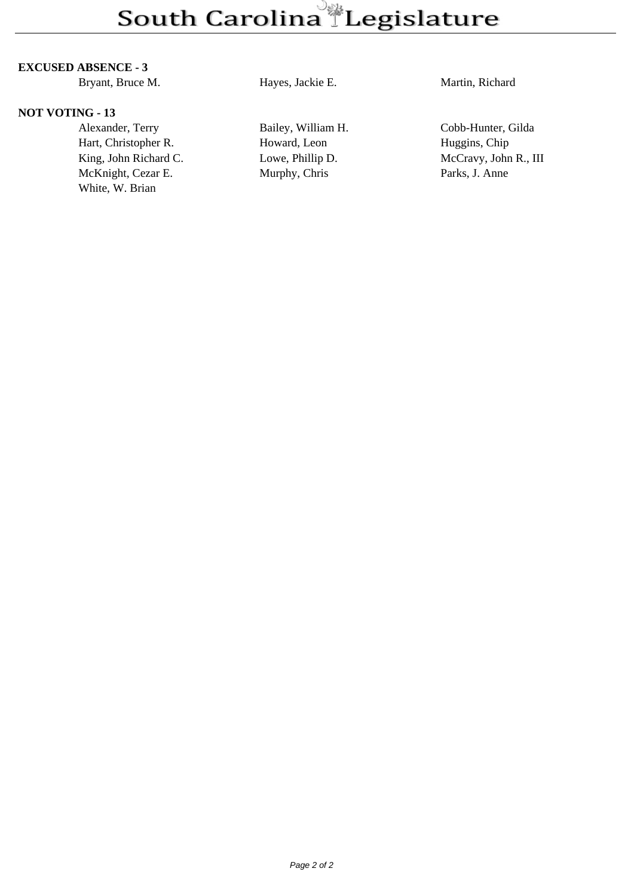**EXCUSED ABSENCE - 3**

| | | |
|---|---|---|
| Bryant, Bruce M. | Hayes, Jackie E. | Martin, Richard |

**NOT VOTING - 13**

| | | |
|---|---|---|
| Alexander, Terry | Bailey, William H. | Cobb-Hunter, Gilda |
| Hart, Christopher R. | Howard, Leon | Huggins, Chip |
| King, John Richard C. | Lowe, Phillip D. | McCravy, John R., III |
| McKnight, Cezar E. | Murphy, Chris | Parks, J. Anne |
| White, W. Brian | | |